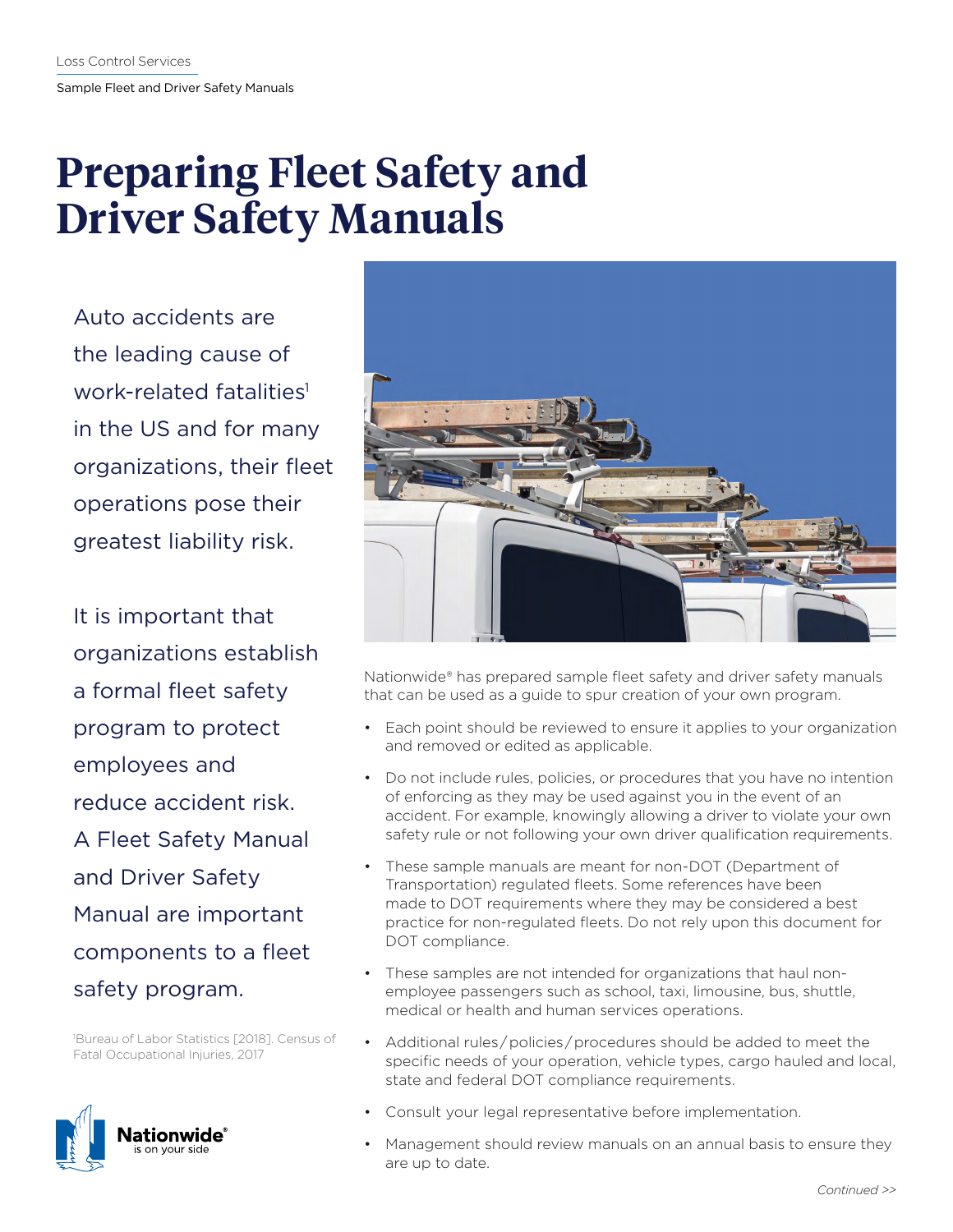Loss Control Services

Sample Fleet and Driver Safety Manuals

# Preparing Fleet Safety and Driver Safety Manuals

Auto accidents are the leading cause of work-related fatalities[1] in the US and for many organizations, their fleet operations pose their greatest liability risk.

It is important that organizations establish a formal fleet safety program to protect employees and reduce accident risk. A Fleet Safety Manual and Driver Safety Manual are important components to a fleet safety program.

[1]Bureau of Labor Statistics [2018]. Census of Fatal Occupational Injuries, 2017

Nationwide® has prepared sample fleet safety and driver safety manuals that can be used as a guide to spur creation of your own program.

- Each point should be reviewed to ensure it applies to your organization and removed or edited as applicable.
- Do not include rules, policies, or procedures that you have no intention of enforcing as they may be used against you in the event of an accident. For example, knowingly allowing a driver to violate your own safety rule or not following your own driver qualification requirements.
- These sample manuals are meant for non-DOT (Department of Transportation) regulated fleets. Some references have been made to DOT requirements where they may be considered a best practice for non-regulated fleets. Do not rely upon this document for DOT compliance.
- These samples are not intended for organizations that haul non-employee passengers such as school, taxi, limousine, bus, shuttle, medical or health and human services operations.
- Additional rules/policies/procedures should be added to meet the specific needs of your operation, vehicle types, cargo hauled and local, state and federal DOT compliance requirements.
- Consult your legal representative before implementation.
- Management should review manuals on an annual basis to ensure they are up to date.

*Continued >>*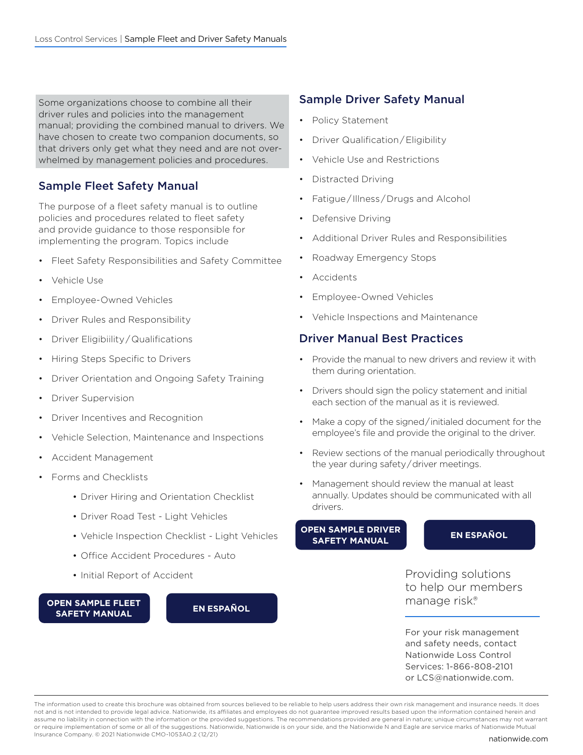Some organizations choose to combine all their driver rules and policies into the management manual; providing the combined manual to drivers. We have chosen to create two companion documents, so that drivers only get what they need and are not overwhelmed by management policies and procedures.

## Sample Fleet Safety Manual

The purpose of a fleet safety manual is to outline policies and procedures related to fleet safety and provide guidance to those responsible for implementing the program. Topics include

- Fleet Safety Responsibilities and Safety Committee
- Vehicle Use
- Employee-Owned Vehicles
- Driver Rules and Responsibility
- Driver Eligibiility/Qualifications
- Hiring Steps Specific to Drivers
- Driver Orientation and Ongoing Safety Training
- Driver Supervision
- Driver Incentives and Recognition
- Vehicle Selection, Maintenance and Inspections
- Accident Management
- Forms and Checklists
  - Driver Hiring and Orientation Checklist
  - Driver Road Test - Light Vehicles
  - Vehicle Inspection Checklist - Light Vehicles
  - Office Accident Procedures - Auto
  - Initial Report of Accident

**OPEN SAMPLE FLEET SAFETY MANUAL**

**EN ESPAÑOL**

## Sample Driver Safety Manual

- Policy Statement
- Driver Qualification/Eligibility
- Vehicle Use and Restrictions
- Distracted Driving
- Fatigue/Illness/Drugs and Alcohol
- Defensive Driving
- Additional Driver Rules and Responsibilities
- Roadway Emergency Stops
- Accidents
- Employee-Owned Vehicles
- Vehicle Inspections and Maintenance

## Driver Manual Best Practices

- Provide the manual to new drivers and review it with them during orientation.
- Drivers should sign the policy statement and initial each section of the manual as it is reviewed.
- Make a copy of the signed/initialed document for the employee's file and provide the original to the driver.
- Review sections of the manual periodically throughout the year during safety/driver meetings.
- Management should review the manual at least annually. Updates should be communicated with all drivers.

**OPEN SAMPLE DRIVER SAFETY MANUAL**

**EN ESPAÑOL**

Providing solutions to help our members manage risk.®

For your risk management and safety needs, contact Nationwide Loss Control Services: 1-866-808-2101 or LCS@nationwide.com.

The information used to create this brochure was obtained from sources believed to be reliable to help users address their own risk management and insurance needs. It does not and is not intended to provide legal advice. Nationwide, its affiliates and employees do not guarantee improved results based upon the information contained herein and assume no liability in connection with the information or the provided suggestions. The recommendations provided are general in nature; unique circumstances may not warrant or require implementation of some or all of the suggestions. Nationwide, Nationwide is on your side, and the Nationwide N and Eagle are service marks of Nationwide Mutual Insurance Company. © 2021 Nationwide CMO-1053AO.2 (12/21)

nationwide.com